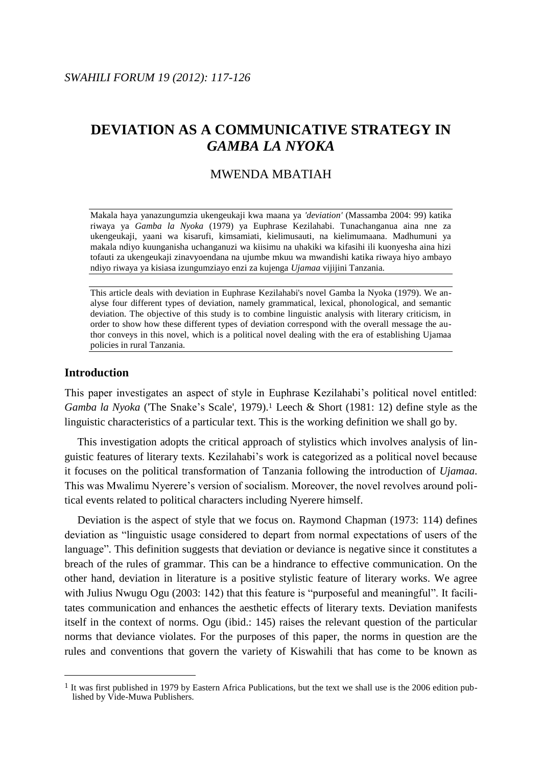# DEVIATION AS A COMMUNICATIVE STRATEGY IN *GAMBA LA NYOKA*

MWENDA MBATIAH

Makala haya yanazungumzia ukengeukaji kwa maana ya *'deviation'* (Massamba 2004: 99) katika riwaya ya *Gamba la Nyoka* (1979) ya Euphrase Kezilahabi. Tunachanganua aina nne za ukengeukaji, yaani wa kisarufi, kimsamiati, kielimusauti, na kielimumaana. Madhumuni ya makala ndiyo kuunganisha uchanganuzi wa kiisimu na uhakiki wa kifasihi ili kuonyesha aina hizi tofauti za ukengeukaji zinavyoendana na ujumbe mkuu wa mwandishi katika riwaya hiyo ambayo ndiyo riwaya ya kisiasa izungumziayo enzi za kujenga *Ujamaa* vijijini Tanzania.

This article deals with deviation in Euphrase Kezilahabi's novel Gamba la Nyoka (1979). We analyse four different types of deviation, namely grammatical, lexical, phonological, and semantic deviation. The objective of this study is to combine linguistic analysis with literary criticism, in order to show how these different types of deviation correspond with the overall message the author conveys in this novel, which is a political novel dealing with the era of establishing Ujamaa policies in rural Tanzania.

## Introduction

This paper investigates an aspect of style in Euphrase Kezilahabi's political novel entitled: *Gamba la Nyoka* ('The Snake's Scale', 1979).[1] Leech & Short (1981: 12) define style as the linguistic characteristics of a particular text. This is the working definition we shall go by.

This investigation adopts the critical approach of stylistics which involves analysis of linguistic features of literary texts. Kezilahabi's work is categorized as a political novel because it focuses on the political transformation of Tanzania following the introduction of *Ujamaa*. This was Mwalimu Nyerere's version of socialism. Moreover, the novel revolves around political events related to political characters including Nyerere himself.

Deviation is the aspect of style that we focus on. Raymond Chapman (1973: 114) defines deviation as "linguistic usage considered to depart from normal expectations of users of the language". This definition suggests that deviation or deviance is negative since it constitutes a breach of the rules of grammar. This can be a hindrance to effective communication. On the other hand, deviation in literature is a positive stylistic feature of literary works. We agree with Julius Nwugu Ogu (2003: 142) that this feature is "purposeful and meaningful". It facilitates communication and enhances the aesthetic effects of literary texts. Deviation manifests itself in the context of norms. Ogu (ibid.: 145) raises the relevant question of the particular norms that deviance violates. For the purposes of this paper, the norms in question are the rules and conventions that govern the variety of Kiswahili that has come to be known as

[1] It was first published in 1979 by Eastern Africa Publications, but the text we shall use is the 2006 edition published by Vide-Muwa Publishers.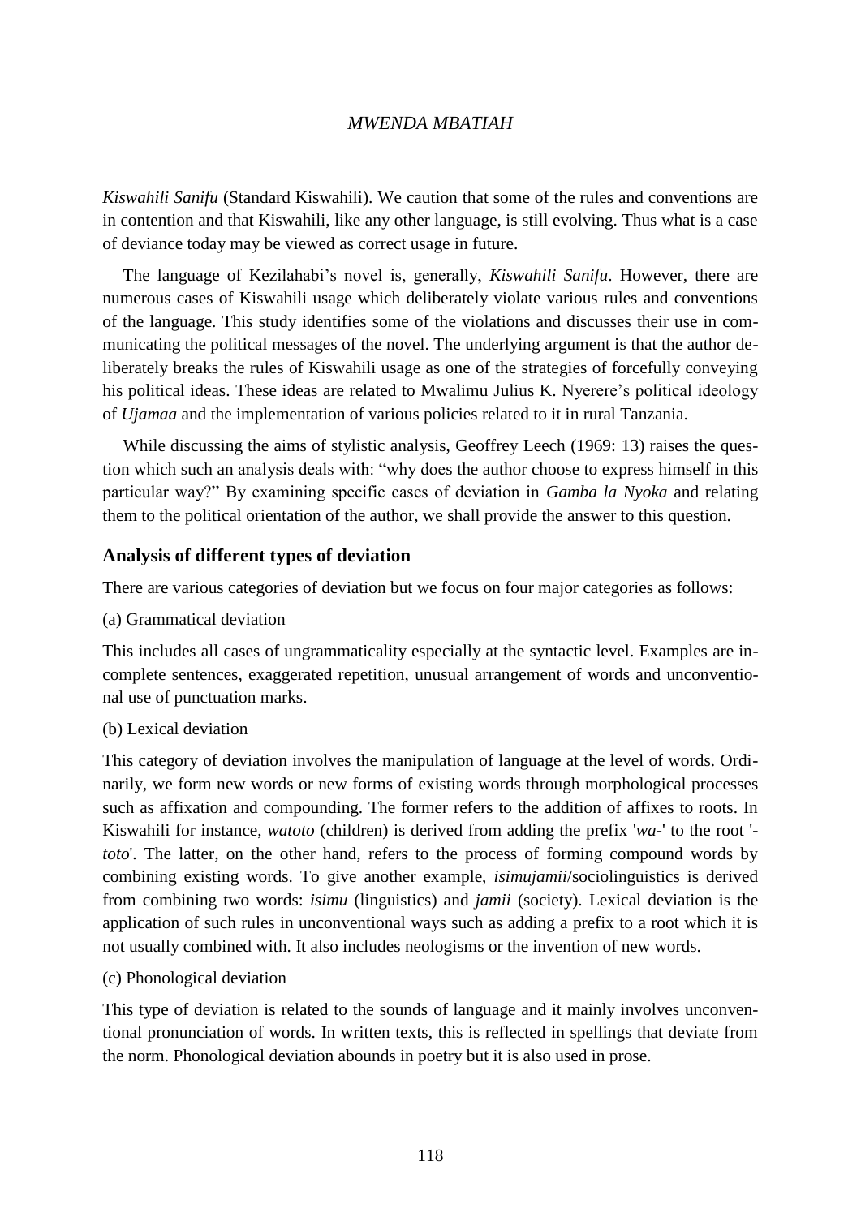*Kiswahili Sanifu* (Standard Kiswahili). We caution that some of the rules and conventions are in contention and that Kiswahili, like any other language, is still evolving. Thus what is a case of deviance today may be viewed as correct usage in future.

The language of Kezilahabi's novel is, generally, *Kiswahili Sanifu*. However, there are numerous cases of Kiswahili usage which deliberately violate various rules and conventions of the language. This study identifies some of the violations and discusses their use in communicating the political messages of the novel. The underlying argument is that the author deliberately breaks the rules of Kiswahili usage as one of the strategies of forcefully conveying his political ideas. These ideas are related to Mwalimu Julius K. Nyerere's political ideology of *Ujamaa* and the implementation of various policies related to it in rural Tanzania.

While discussing the aims of stylistic analysis, Geoffrey Leech (1969: 13) raises the question which such an analysis deals with: "why does the author choose to express himself in this particular way?" By examining specific cases of deviation in *Gamba la Nyoka* and relating them to the political orientation of the author, we shall provide the answer to this question.

## Analysis of different types of deviation

There are various categories of deviation but we focus on four major categories as follows:

(a) Grammatical deviation

This includes all cases of ungrammaticality especially at the syntactic level. Examples are incomplete sentences, exaggerated repetition, unusual arrangement of words and unconventional use of punctuation marks.

(b) Lexical deviation

This category of deviation involves the manipulation of language at the level of words. Ordinarily, we form new words or new forms of existing words through morphological processes such as affixation and compounding. The former refers to the addition of affixes to roots. In Kiswahili for instance, *watoto* (children) is derived from adding the prefix '*wa*-' to the root '-*toto*'. The latter, on the other hand, refers to the process of forming compound words by combining existing words. To give another example, *isimujamii*/sociolinguistics is derived from combining two words: *isimu* (linguistics) and *jamii* (society). Lexical deviation is the application of such rules in unconventional ways such as adding a prefix to a root which it is not usually combined with. It also includes neologisms or the invention of new words.

(c) Phonological deviation

This type of deviation is related to the sounds of language and it mainly involves unconventional pronunciation of words. In written texts, this is reflected in spellings that deviate from the norm. Phonological deviation abounds in poetry but it is also used in prose.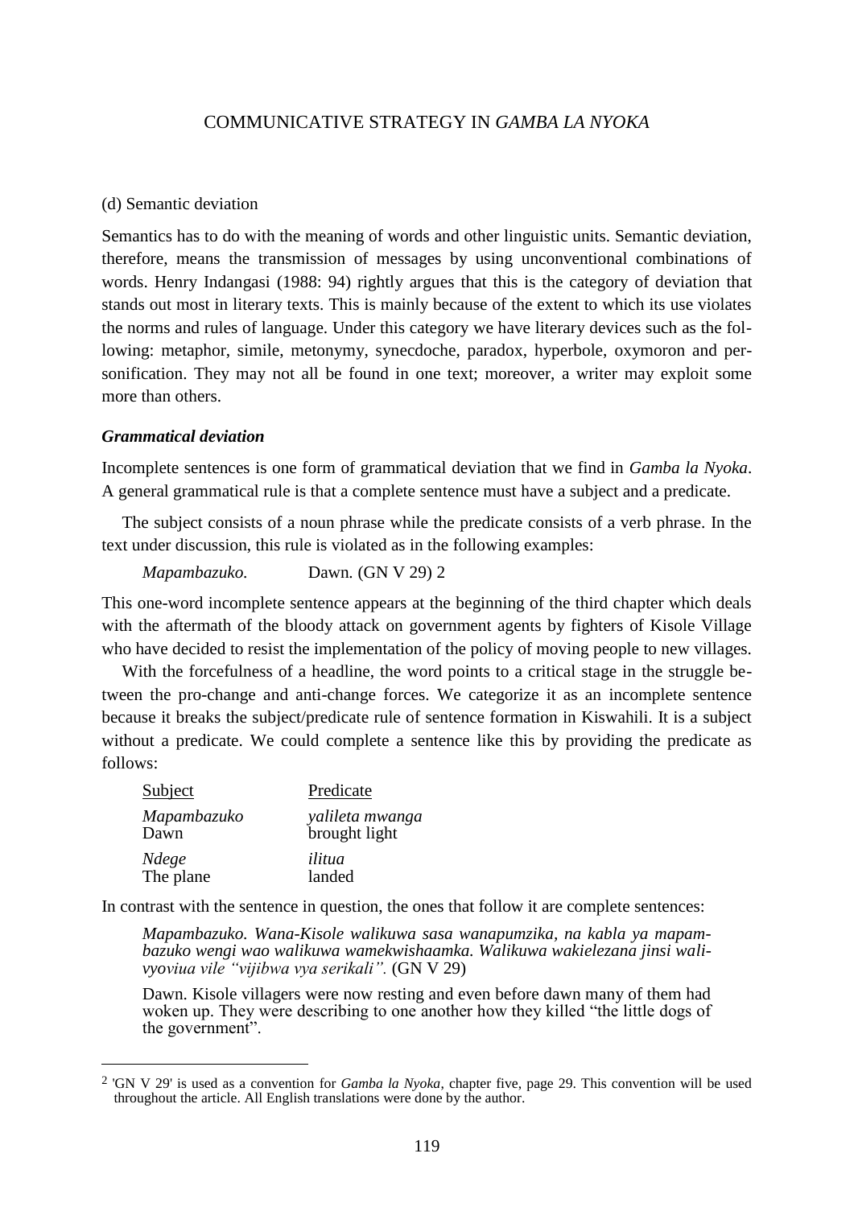(d) Semantic deviation

Semantics has to do with the meaning of words and other linguistic units. Semantic deviation, therefore, means the transmission of messages by using unconventional combinations of words. Henry Indangasi (1988: 94) rightly argues that this is the category of deviation that stands out most in literary texts. This is mainly because of the extent to which its use violates the norms and rules of language. Under this category we have literary devices such as the following: metaphor, simile, metonymy, synecdoche, paradox, hyperbole, oxymoron and personification. They may not all be found in one text; moreover, a writer may exploit some more than others.

### *Grammatical deviation*

Incomplete sentences is one form of grammatical deviation that we find in *Gamba la Nyoka*. A general grammatical rule is that a complete sentence must have a subject and a predicate.

The subject consists of a noun phrase while the predicate consists of a verb phrase. In the text under discussion, this rule is violated as in the following examples:

*Mapambazuko.* Dawn. (GN V 29) [2]

This one-word incomplete sentence appears at the beginning of the third chapter which deals with the aftermath of the bloody attack on government agents by fighters of Kisole Village who have decided to resist the implementation of the policy of moving people to new villages.

With the forcefulness of a headline, the word points to a critical stage in the struggle between the pro-change and anti-change forces. We categorize it as an incomplete sentence because it breaks the subject/predicate rule of sentence formation in Kiswahili. It is a subject without a predicate. We could complete a sentence like this by providing the predicate as follows:

| Subject | Predicate |
|---|---|
| *Mapambazuko* Dawn | *yalileta mwanga* brought light |
| *Ndege* The plane | *ilitua* landed |

In contrast with the sentence in question, the ones that follow it are complete sentences:

> *Mapambazuko. Wana-Kisole walikuwa sasa wanapumzika, na kabla ya mapambazuko wengi wao walikuwa wamekwishaamka. Walikuwa wakielezana jinsi walivyoviua vile "vijibwa vya serikali".* (GN V 29)
>
> Dawn. Kisole villagers were now resting and even before dawn many of them had woken up. They were describing to one another how they killed "the little dogs of the government".

---

[2] 'GN V 29' is used as a convention for *Gamba la Nyoka*, chapter five, page 29. This convention will be used throughout the article. All English translations were done by the author.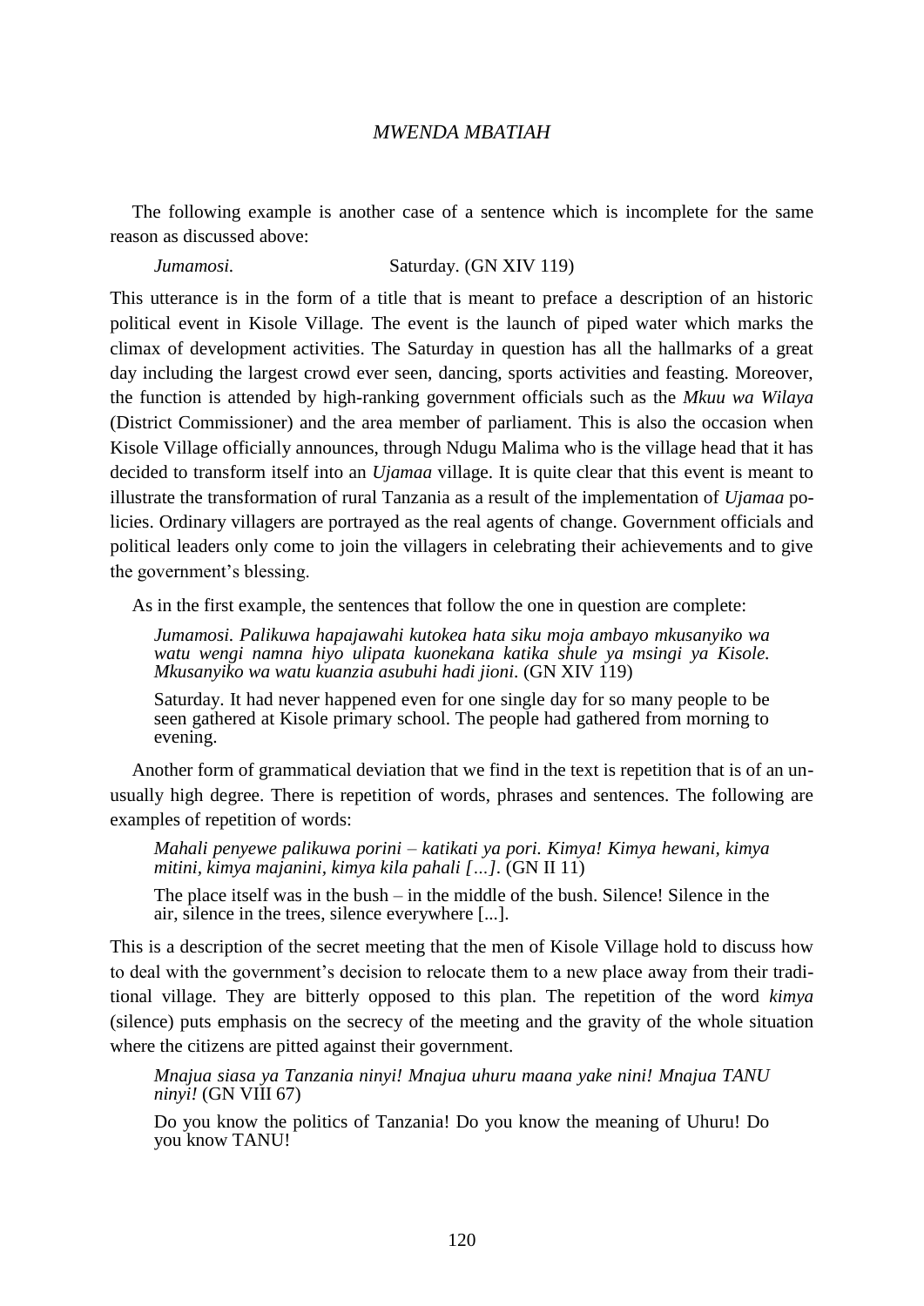The following example is another case of a sentence which is incomplete for the same reason as discussed above:

> *Jumamosi.* Saturday. (GN XIV 119)

This utterance is in the form of a title that is meant to preface a description of an historic political event in Kisole Village. The event is the launch of piped water which marks the climax of development activities. The Saturday in question has all the hallmarks of a great day including the largest crowd ever seen, dancing, sports activities and feasting. Moreover, the function is attended by high-ranking government officials such as the *Mkuu wa Wilaya* (District Commissioner) and the area member of parliament. This is also the occasion when Kisole Village officially announces, through Ndugu Malima who is the village head that it has decided to transform itself into an *Ujamaa* village. It is quite clear that this event is meant to illustrate the transformation of rural Tanzania as a result of the implementation of *Ujamaa* policies. Ordinary villagers are portrayed as the real agents of change. Government officials and political leaders only come to join the villagers in celebrating their achievements and to give the government's blessing.

As in the first example, the sentences that follow the one in question are complete:

> *Jumamosi. Palikuwa hapajawahi kutokea hata siku moja ambayo mkusanyiko wa watu wengi namna hiyo ulipata kuonekana katika shule ya msingi ya Kisole. Mkusanyiko wa watu kuanzia asubuhi hadi jioni.* (GN XIV 119)
>
> Saturday. It had never happened even for one single day for so many people to be seen gathered at Kisole primary school. The people had gathered from morning to evening.

Another form of grammatical deviation that we find in the text is repetition that is of an unusually high degree. There is repetition of words, phrases and sentences. The following are examples of repetition of words:

> *Mahali penyewe palikuwa porini – katikati ya pori. Kimya! Kimya hewani, kimya mitini, kimya majanini, kimya kila pahali […].* (GN II 11)
>
> The place itself was in the bush – in the middle of the bush. Silence! Silence in the air, silence in the trees, silence everywhere [...].

This is a description of the secret meeting that the men of Kisole Village hold to discuss how to deal with the government's decision to relocate them to a new place away from their traditional village. They are bitterly opposed to this plan. The repetition of the word *kimya* (silence) puts emphasis on the secrecy of the meeting and the gravity of the whole situation where the citizens are pitted against their government.

> *Mnajua siasa ya Tanzania ninyi! Mnajua uhuru maana yake nini! Mnajua TANU ninyi!* (GN VIII 67)
>
> Do you know the politics of Tanzania! Do you know the meaning of Uhuru! Do you know TANU!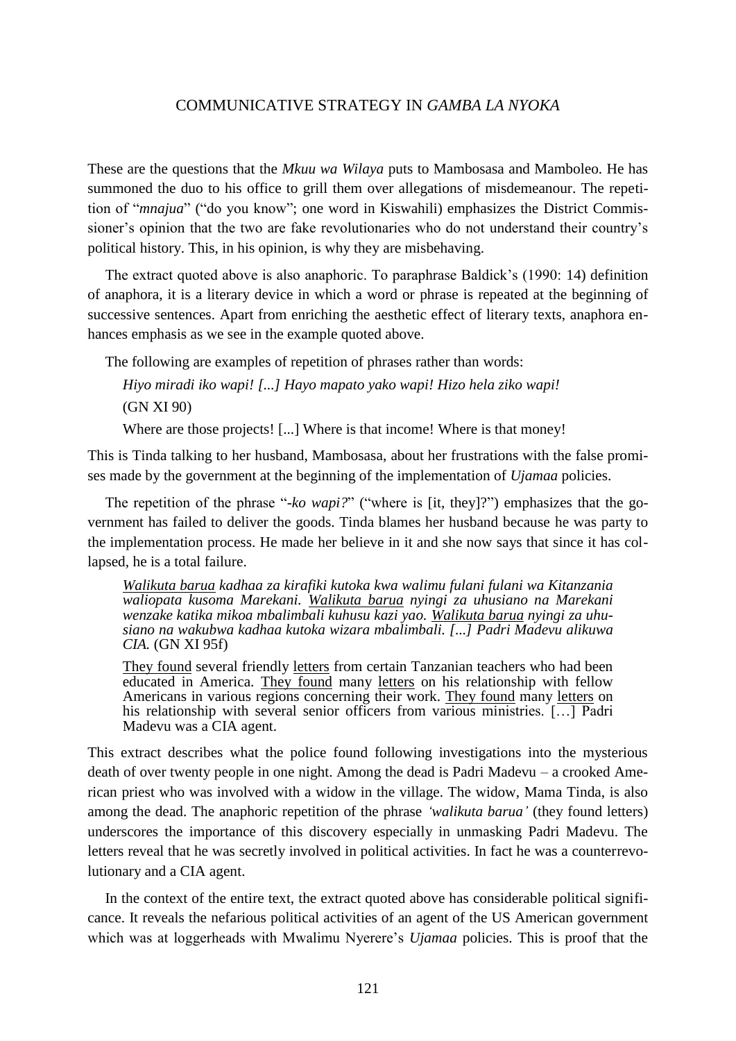These are the questions that the *Mkuu wa Wilaya* puts to Mambosasa and Mamboleo. He has summoned the duo to his office to grill them over allegations of misdemeanour. The repetition of "*mnajua*" ("do you know"; one word in Kiswahili) emphasizes the District Commissioner's opinion that the two are fake revolutionaries who do not understand their country's political history. This, in his opinion, is why they are misbehaving.

The extract quoted above is also anaphoric. To paraphrase Baldick's (1990: 14) definition of anaphora, it is a literary device in which a word or phrase is repeated at the beginning of successive sentences. Apart from enriching the aesthetic effect of literary texts, anaphora enhances emphasis as we see in the example quoted above.

The following are examples of repetition of phrases rather than words:

> *Hiyo miradi iko wapi! [...] Hayo mapato yako wapi! Hizo hela ziko wapi!*
>
> (GN XI 90)
>
> Where are those projects! [...] Where is that income! Where is that money!

This is Tinda talking to her husband, Mambosasa, about her frustrations with the false promises made by the government at the beginning of the implementation of *Ujamaa* policies.

The repetition of the phrase "*-ko wapi?*" ("where is [it, they]?") emphasizes that the government has failed to deliver the goods. Tinda blames her husband because he was party to the implementation process. He made her believe in it and she now says that since it has collapsed, he is a total failure.

> *Walikuta barua kadhaa za kirafiki kutoka kwa walimu fulani fulani wa Kitanzania waliopata kusoma Marekani. Walikuta barua nyingi za uhusiano na Marekani wenzake katika mikoa mbalimbali kuhusu kazi yao. Walikuta barua nyingi za uhusiano na wakubwa kadhaa kutoka wizara mbalimbali. [...] Padri Madevu alikuwa CIA.* (GN XI 95f)
>
> They found several friendly letters from certain Tanzanian teachers who had been educated in America. They found many letters on his relationship with fellow Americans in various regions concerning their work. They found many letters on his relationship with several senior officers from various ministries. […] Padri Madevu was a CIA agent.

This extract describes what the police found following investigations into the mysterious death of over twenty people in one night. Among the dead is Padri Madevu – a crooked American priest who was involved with a widow in the village. The widow, Mama Tinda, is also among the dead. The anaphoric repetition of the phrase *'walikuta barua'* (they found letters) underscores the importance of this discovery especially in unmasking Padri Madevu. The letters reveal that he was secretly involved in political activities. In fact he was a counterrevolutionary and a CIA agent.

In the context of the entire text, the extract quoted above has considerable political significance. It reveals the nefarious political activities of an agent of the US American government which was at loggerheads with Mwalimu Nyerere's *Ujamaa* policies. This is proof that the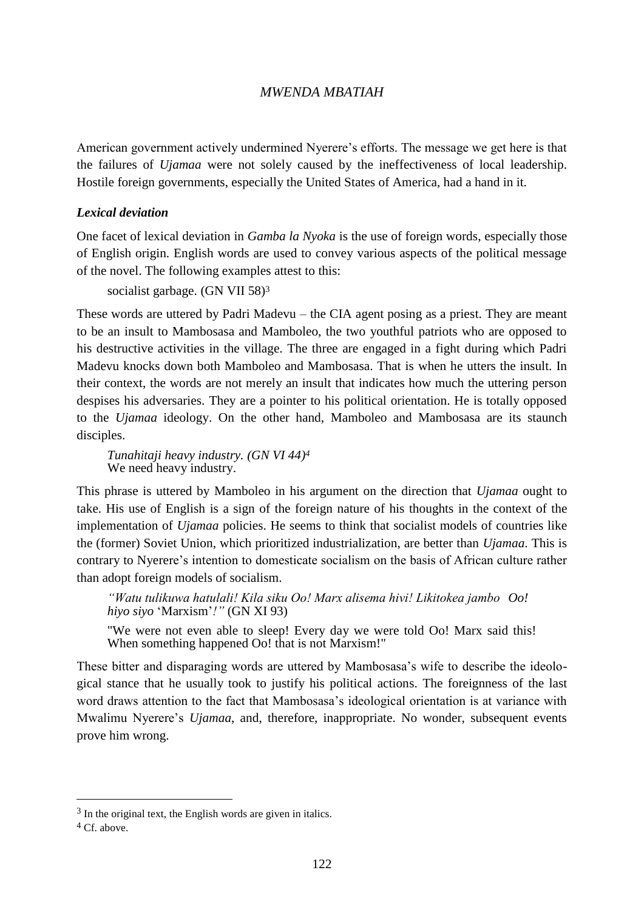American government actively undermined Nyerere's efforts. The message we get here is that the failures of *Ujamaa* were not solely caused by the ineffectiveness of local leadership. Hostile foreign governments, especially the United States of America, had a hand in it.

### *Lexical deviation*

One facet of lexical deviation in *Gamba la Nyoka* is the use of foreign words, especially those of English origin. English words are used to convey various aspects of the political message of the novel. The following examples attest to this:

> socialist garbage. (GN VII 58)[3]

These words are uttered by Padri Madevu – the CIA agent posing as a priest. They are meant to be an insult to Mambosasa and Mamboleo, the two youthful patriots who are opposed to his destructive activities in the village. The three are engaged in a fight during which Padri Madevu knocks down both Mamboleo and Mambosasa. That is when he utters the insult. In their context, the words are not merely an insult that indicates how much the uttering person despises his adversaries. They are a pointer to his political orientation. He is totally opposed to the *Ujamaa* ideology. On the other hand, Mamboleo and Mambosasa are its staunch disciples.

> *Tunahitaji heavy industry. (GN VI 44)*[4]
> We need heavy industry.

This phrase is uttered by Mamboleo in his argument on the direction that *Ujamaa* ought to take. His use of English is a sign of the foreign nature of his thoughts in the context of the implementation of *Ujamaa* policies. He seems to think that socialist models of countries like the (former) Soviet Union, which prioritized industrialization, are better than *Ujamaa*. This is contrary to Nyerere's intention to domesticate socialism on the basis of African culture rather than adopt foreign models of socialism.

> *"Watu tulikuwa hatulali! Kila siku Oo! Marx alisema hivi! Likitokea jambo Oo! hiyo siyo* 'Marxism'*!"* (GN XI 93)
>
> "We were not even able to sleep! Every day we were told Oo! Marx said this! When something happened Oo! that is not Marxism!"

These bitter and disparaging words are uttered by Mambosasa's wife to describe the ideological stance that he usually took to justify his political actions. The foreignness of the last word draws attention to the fact that Mambosasa's ideological orientation is at variance with Mwalimu Nyerere's *Ujamaa*, and, therefore, inappropriate. No wonder, subsequent events prove him wrong.

---

[3] In the original text, the English words are given in italics.

[4] Cf. above.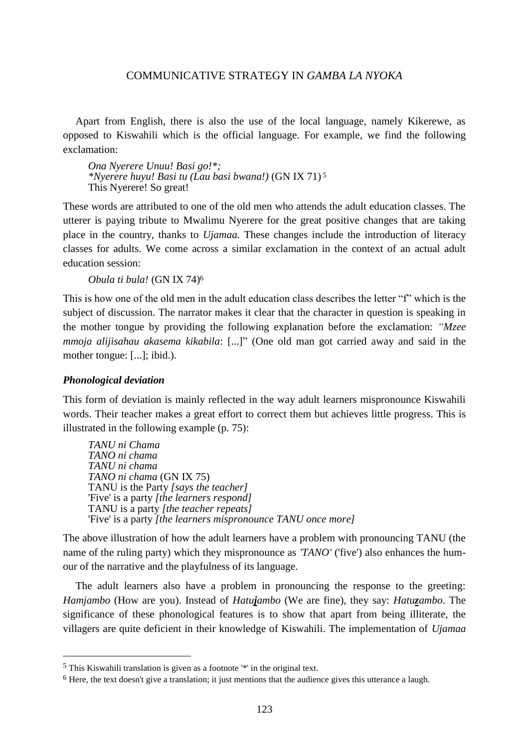Apart from English, there is also the use of the local language, namely Kikerewe, as opposed to Kiswahili which is the official language. For example, we find the following exclamation:

> *Ona Nyerere Unuu! Basi go!\*;*
> *\*Nyerere huyu! Basi tu (Lau basi bwana!)* (GN IX 71) [5]
> This Nyerere! So great!

These words are attributed to one of the old men who attends the adult education classes. The utterer is paying tribute to Mwalimu Nyerere for the great positive changes that are taking place in the country, thanks to *Ujamaa*. These changes include the introduction of literacy classes for adults. We come across a similar exclamation in the context of an actual adult education session:

> *Obula ti bula!* (GN IX 74)[6]

This is how one of the old men in the adult education class describes the letter "f" which is the subject of discussion. The narrator makes it clear that the character in question is speaking in the mother tongue by providing the following explanation before the exclamation: *"Mzee mmoja alijisahau akasema kikabila*: [...]" (One old man got carried away and said in the mother tongue: [...]; ibid.).

### *Phonological deviation*

This form of deviation is mainly reflected in the way adult learners mispronounce Kiswahili words. Their teacher makes a great effort to correct them but achieves little progress. This is illustrated in the following example (p. 75):

> *TANU ni Chama*
> *TANO ni chama*
> *TANU ni chama*
> *TANO ni chama* (GN IX 75)
> TANU is the Party *[says the teacher]*
> 'Five' is a party *[the learners respond]*
> TANU is a party *[the teacher repeats]*
> 'Five' is a party *[the learners mispronounce TANU once more]*

The above illustration of how the adult learners have a problem with pronouncing TANU (the name of the ruling party) which they mispronounce as *'TANO'* ('five') also enhances the humour of the narrative and the playfulness of its language.

The adult learners also have a problem in pronouncing the response to the greeting: *Hamjambo* (How are you). Instead of *Hatu**j**ambo* (We are fine), they say: *Hatu**z**ambo*. The significance of these phonological features is to show that apart from being illiterate, the villagers are quite deficient in their knowledge of Kiswahili. The implementation of *Ujamaa*

---

[5] This Kiswahili translation is given as a footnote '\*' in the original text.

[6] Here, the text doesn't give a translation; it just mentions that the audience gives this utterance a laugh.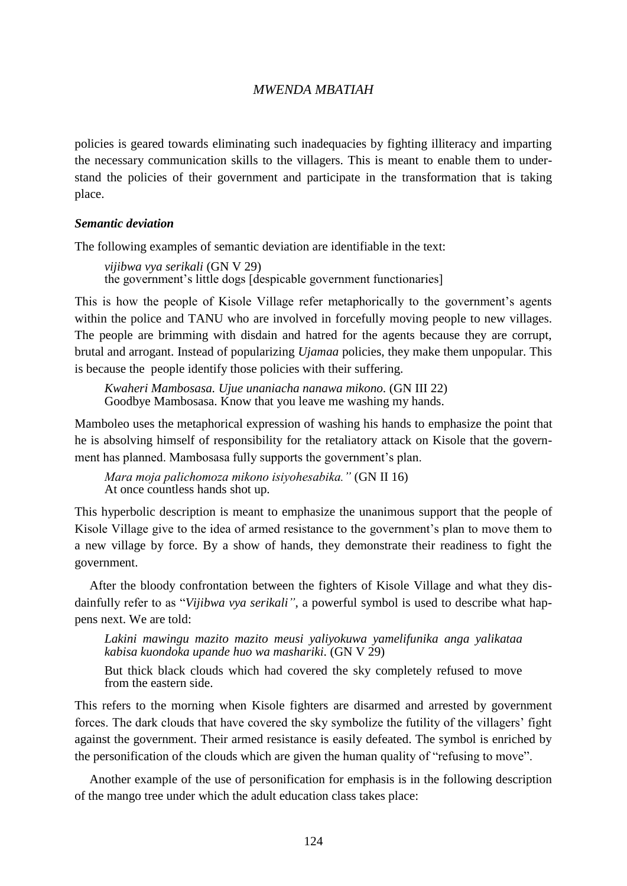policies is geared towards eliminating such inadequacies by fighting illiteracy and imparting the necessary communication skills to the villagers. This is meant to enable them to understand the policies of their government and participate in the transformation that is taking place.

### *Semantic deviation*

The following examples of semantic deviation are identifiable in the text:

> *vijibwa vya serikali* (GN V 29)
> the government's little dogs [despicable government functionaries]

This is how the people of Kisole Village refer metaphorically to the government's agents within the police and TANU who are involved in forcefully moving people to new villages. The people are brimming with disdain and hatred for the agents because they are corrupt, brutal and arrogant. Instead of popularizing *Ujamaa* policies, they make them unpopular. This is because the people identify those policies with their suffering.

> *Kwaheri Mambosasa. Ujue unaniacha nanawa mikono.* (GN III 22)
> Goodbye Mambosasa. Know that you leave me washing my hands.

Mamboleo uses the metaphorical expression of washing his hands to emphasize the point that he is absolving himself of responsibility for the retaliatory attack on Kisole that the government has planned. Mambosasa fully supports the government's plan.

> *Mara moja palichomoza mikono isiyohesabika."* (GN II 16)
> At once countless hands shot up.

This hyperbolic description is meant to emphasize the unanimous support that the people of Kisole Village give to the idea of armed resistance to the government's plan to move them to a new village by force. By a show of hands, they demonstrate their readiness to fight the government.

After the bloody confrontation between the fighters of Kisole Village and what they disdainfully refer to as "*Vijibwa vya serikali"*, a powerful symbol is used to describe what happens next. We are told:

> *Lakini mawingu mazito mazito meusi yaliyokuwa yamelifunika anga yalikataa kabisa kuondoka upande huo wa mashariki.* (GN V 29)
>
> But thick black clouds which had covered the sky completely refused to move from the eastern side.

This refers to the morning when Kisole fighters are disarmed and arrested by government forces. The dark clouds that have covered the sky symbolize the futility of the villagers' fight against the government. Their armed resistance is easily defeated. The symbol is enriched by the personification of the clouds which are given the human quality of "refusing to move".

Another example of the use of personification for emphasis is in the following description of the mango tree under which the adult education class takes place: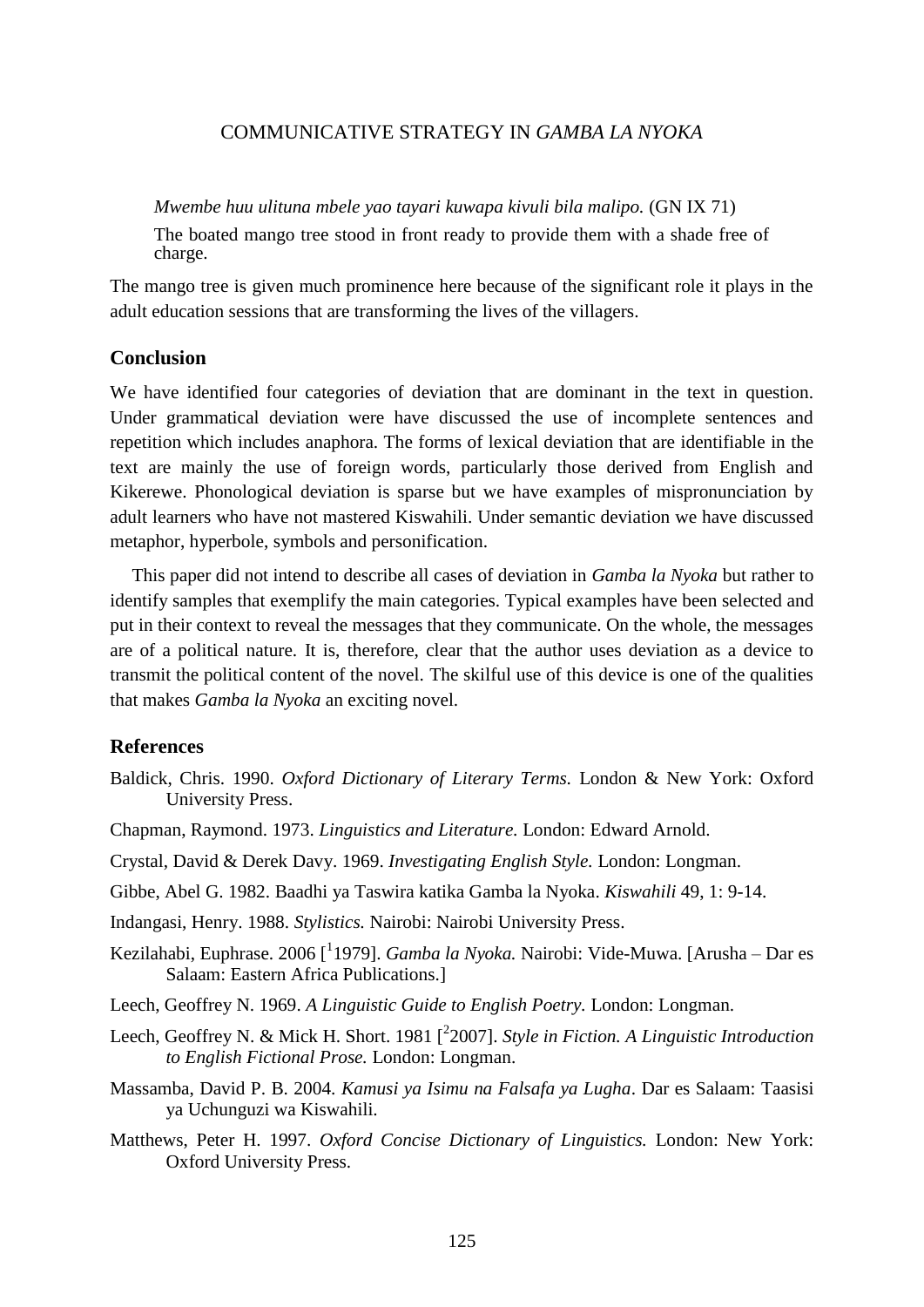*Mwembe huu ulituna mbele yao tayari kuwapa kivuli bila malipo.* (GN IX 71)

The boated mango tree stood in front ready to provide them with a shade free of charge.

The mango tree is given much prominence here because of the significant role it plays in the adult education sessions that are transforming the lives of the villagers.

## Conclusion

We have identified four categories of deviation that are dominant in the text in question. Under grammatical deviation were have discussed the use of incomplete sentences and repetition which includes anaphora. The forms of lexical deviation that are identifiable in the text are mainly the use of foreign words, particularly those derived from English and Kikerewe. Phonological deviation is sparse but we have examples of mispronunciation by adult learners who have not mastered Kiswahili. Under semantic deviation we have discussed metaphor, hyperbole, symbols and personification.

This paper did not intend to describe all cases of deviation in *Gamba la Nyoka* but rather to identify samples that exemplify the main categories. Typical examples have been selected and put in their context to reveal the messages that they communicate. On the whole, the messages are of a political nature. It is, therefore, clear that the author uses deviation as a device to transmit the political content of the novel. The skilful use of this device is one of the qualities that makes *Gamba la Nyoka* an exciting novel.

## References

Baldick, Chris. 1990. *Oxford Dictionary of Literary Terms.* London & New York: Oxford University Press.

Chapman, Raymond. 1973. *Linguistics and Literature.* London: Edward Arnold.

Crystal, David & Derek Davy. 1969. *Investigating English Style.* London: Longman.

Gibbe, Abel G. 1982. Baadhi ya Taswira katika Gamba la Nyoka. *Kiswahili* 49, 1: 9-14.

Indangasi, Henry. 1988. *Stylistics.* Nairobi: Nairobi University Press.

Kezilahabi, Euphrase. 2006 [[1]1979]. *Gamba la Nyoka.* Nairobi: Vide-Muwa. [Arusha – Dar es Salaam: Eastern Africa Publications.]

Leech, Geoffrey N. 1969. *A Linguistic Guide to English Poetry.* London: Longman.

Leech, Geoffrey N. & Mick H. Short. 1981 [[2]2007]. *Style in Fiction. A Linguistic Introduction to English Fictional Prose.* London: Longman.

Massamba, David P. B. 2004. *Kamusi ya Isimu na Falsafa ya Lugha*. Dar es Salaam: Taasisi ya Uchunguzi wa Kiswahili.

Matthews, Peter H. 1997. *Oxford Concise Dictionary of Linguistics.* London: New York: Oxford University Press.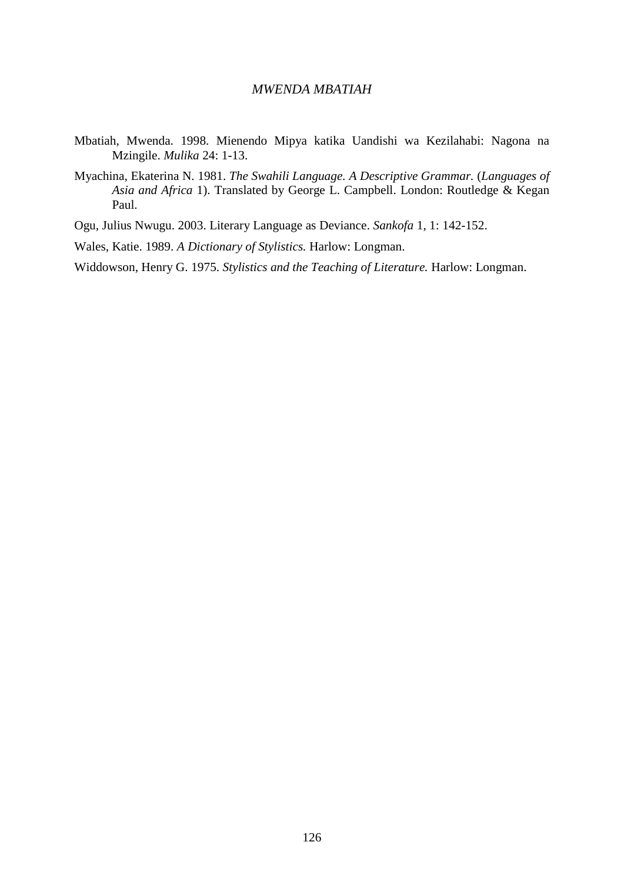Mbatiah, Mwenda. 1998. Mienendo Mipya katika Uandishi wa Kezilahabi: Nagona na Mzingile. *Mulika* 24: 1-13.

Myachina, Ekaterina N. 1981. *The Swahili Language. A Descriptive Grammar.* (*Languages of Asia and Africa* 1). Translated by George L. Campbell. London: Routledge & Kegan Paul.

Ogu, Julius Nwugu. 2003. Literary Language as Deviance. *Sankofa* 1, 1: 142-152.

Wales, Katie. 1989. *A Dictionary of Stylistics.* Harlow: Longman.

Widdowson, Henry G. 1975. *Stylistics and the Teaching of Literature.* Harlow: Longman.